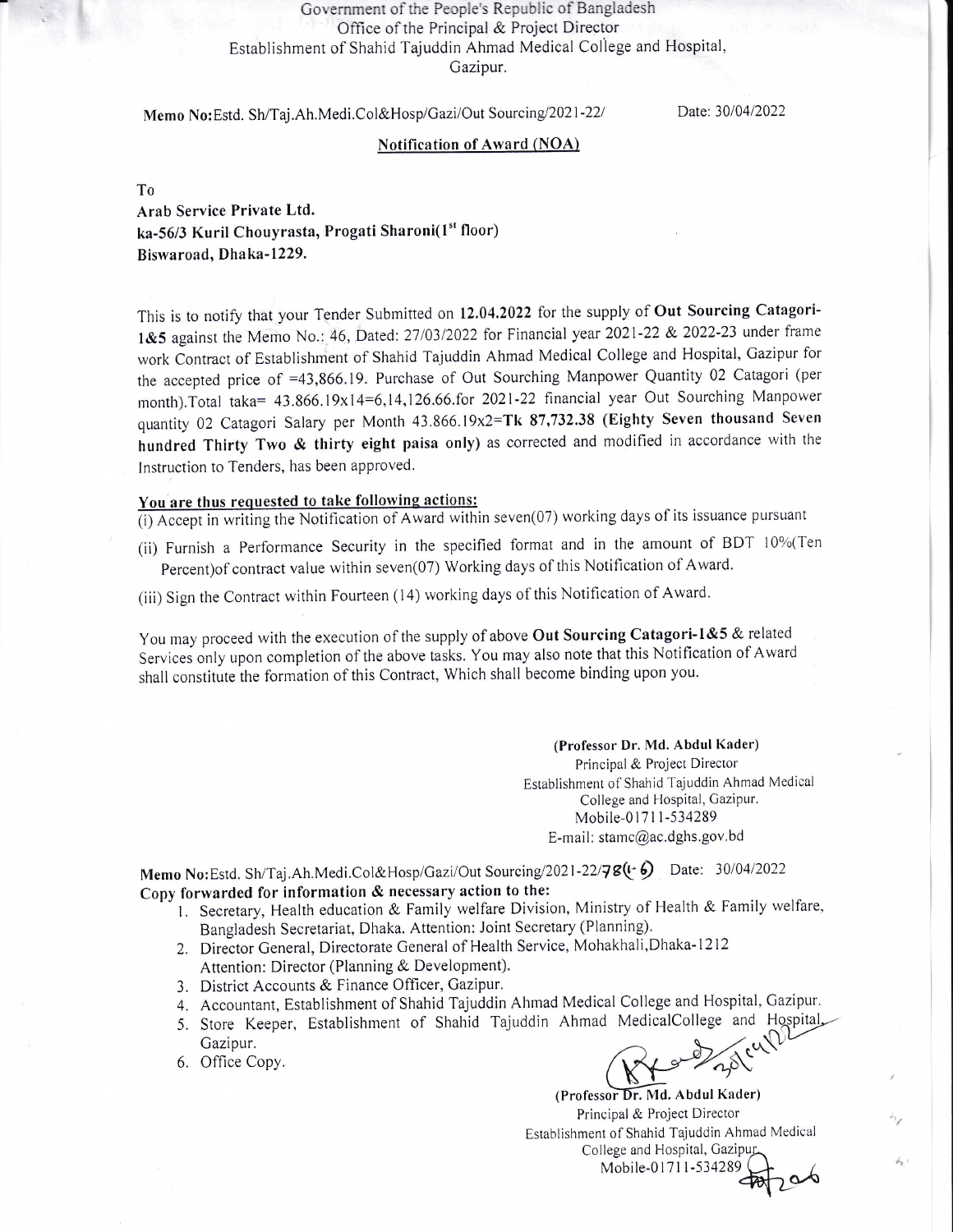Government of the People's Republic of Bangladesh
Office of the Principal & Project Director
Establishment of Shahid Tajuddin Ahmad Medical College and Hospital,
Gazipur.

**Memo No:** Estd. Sh/Taj.Ah.Medi.Col&Hosp/Gazi/Out Sourcing/2021-22/ Date: 30/04/2022

## Notification of Award (NOA)

To
**Arab Service Private Ltd.**
**ka-56/3 Kuril Chouyrasta, Progati Sharoni(1st floor)**
**Biswaroad, Dhaka-1229.**

This is to notify that your Tender Submitted on **12.04.2022** for the supply of **Out Sourcing Catagori-1&5** against the Memo No.: 46, Dated: 27/03/2022 for Financial year 2021-22 & 2022-23 under frame work Contract of Establishment of Shahid Tajuddin Ahmad Medical College and Hospital, Gazipur for the accepted price of =43,866.19. Purchase of Out Sourching Manpower Quantity 02 Catagori (per month).Total taka= 43.866.19x14=6,14,126.66.for 2021-22 financial year Out Sourching Manpower quantity 02 Catagori Salary per Month 43.866.19x2=**Tk 87,732.38 (Eighty Seven thousand Seven hundred Thirty Two & thirty eight paisa only)** as corrected and modified in accordance with the Instruction to Tenders, has been approved.

**You are thus requested to take following actions:**

(i) Accept in writing the Notification of Award within seven(07) working days of its issuance pursuant

(ii) Furnish a Performance Security in the specified format and in the amount of BDT 10%(Ten Percent)of contract value within seven(07) Working days of this Notification of Award.

(iii) Sign the Contract within Fourteen (14) working days of this Notification of Award.

You may proceed with the execution of the supply of above **Out Sourcing Catagori-1&5** & related Services only upon completion of the above tasks. You may also note that this Notification of Award shall constitute the formation of this Contract, Which shall become binding upon you.

**(Professor Dr. Md. Abdul Kader)**
Principal & Project Director
Establishment of Shahid Tajuddin Ahmad Medical College and Hospital, Gazipur.
Mobile-01711-534289
E-mail: stamc@ac.dghs.gov.bd

**Memo No:** Estd. Sh/Taj.Ah.Medi.Col&Hosp/Gazi/Out Sourcing/2021-22/78(1-6) Date: 30/04/2022
**Copy forwarded for information & necessary action to the:**

1. Secretary, Health education & Family welfare Division, Ministry of Health & Family welfare, Bangladesh Secretariat, Dhaka. Attention: Joint Secretary (Planning).
2. Director General, Directorate General of Health Service, Mohakhali,Dhaka-1212 Attention: Director (Planning & Development).
3. District Accounts & Finance Officer, Gazipur.
4. Accountant, Establishment of Shahid Tajuddin Ahmad Medical College and Hospital, Gazipur.
5. Store Keeper, Establishment of Shahid Tajuddin Ahmad MedicalCollege and Hospital, Gazipur.
6. Office Copy.

30/04/22

**(Professor Dr. Md. Abdul Kader)**
Principal & Project Director
Establishment of Shahid Tajuddin Ahmad Medical College and Hospital, Gazipur
Mobile-01711-534289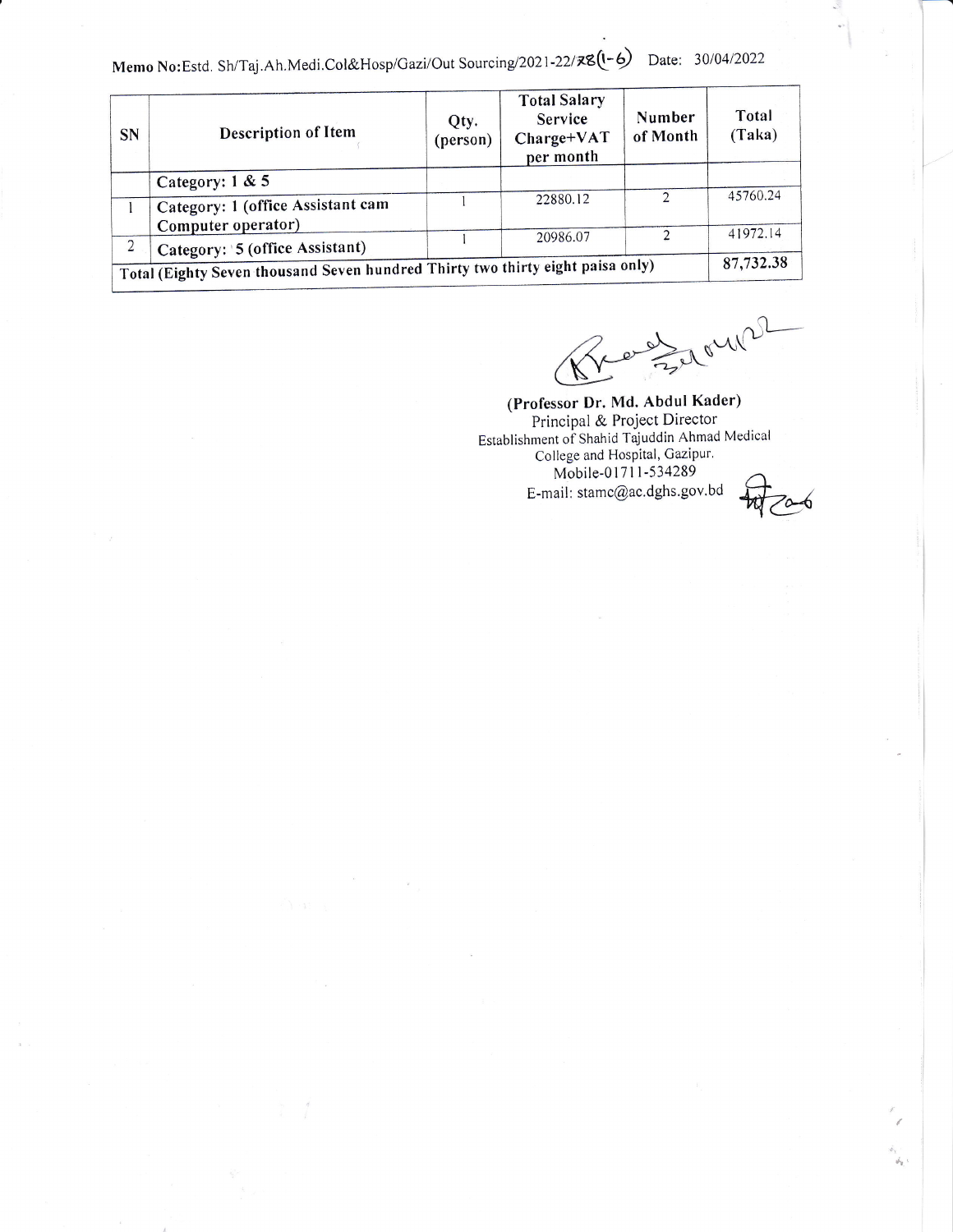Memo No:Estd. Sh/Taj.Ah.Medi.Col&Hosp/Gazi/Out Sourcing/2021-22/২৪(১-৬) Date: 30/04/2022

| SN | Description of Item | Qty. (person) | Total Salary Service Charge+VAT per month | Number of Month | Total (Taka) |
|---|---|---|---|---|---|
| | Category: 1 & 5 | | | | |
| 1 | Category: 1 (office Assistant cam Computer operator) | 1 | 22880.12 | 2 | 45760.24 |
| 2 | Category: 5 (office Assistant) | 1 | 20986.07 | 2 | 41972.14 |
| Total (Eighty Seven thousand Seven hundred Thirty two thirty eight paisa only) | | | | | 87,732.38 |

30/04/22

**(Professor Dr. Md. Abdul Kader)**
Principal & Project Director
Establishment of Shahid Tajuddin Ahmad Medical College and Hospital, Gazipur.
Mobile-01711-534289
E-mail: stamc@ac.dghs.gov.bd